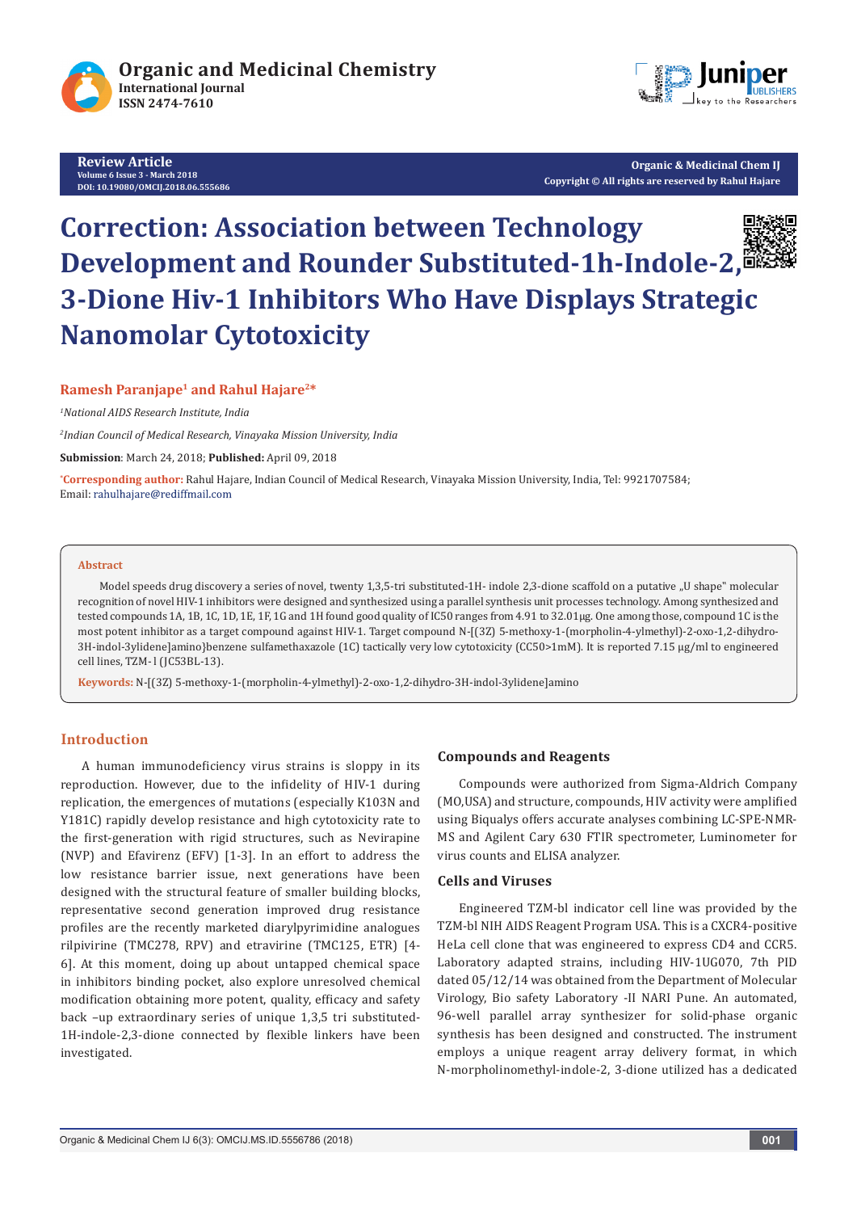Review Article

# Correction: Association between Technology Development and Rounder Substituted-1h-Indole-2, 3-Dione Hiv-1 Inhibitors Who Have Displays Strategic Nanomolar Cytotoxicity

**Ramesh Paranjape[1] and Rahul Hajare[2]***

*[1]National AIDS Research Institute, India*

*[2]Indian Council of Medical Research, Vinayaka Mission University, India*

**Submission**: March 24, 2018; **Published:** April 09, 2018

***Corresponding author:** Rahul Hajare, Indian Council of Medical Research, Vinayaka Mission University, India, Tel: 9921707584; Email: rahulhajare@rediffmail.com

## Abstract

Model speeds drug discovery a series of novel, twenty 1,3,5-tri substituted-1H- indole 2,3-dione scaffold on a putative „U shape" molecular recognition of novel HIV-1 inhibitors were designed and synthesized using a parallel synthesis unit processes technology. Among synthesized and tested compounds 1A, 1B, 1C, 1D, 1E, 1F, 1G and 1H found good quality of IC50 ranges from 4.91 to 32.01µg. One among those, compound 1C is the most potent inhibitor as a target compound against HIV-1. Target compound N-[(3Z) 5-methoxy-1-(morpholin-4-ylmethyl)-2-oxo-1,2-dihydro-3H-indol-3ylidene]amino}benzene sulfamethaxazole (1C) tactically very low cytotoxicity (CC50>1mM). It is reported 7.15 µg/ml to engineered cell lines, TZM-l (JC53BL-13).

**Keywords:** N-[(3Z) 5-methoxy-1-(morpholin-4-ylmethyl)-2-oxo-1,2-dihydro-3H-indol-3ylidene]amino

## Introduction

A human immunodeficiency virus strains is sloppy in its reproduction. However, due to the infidelity of HIV-1 during replication, the emergences of mutations (especially K103N and Y181C) rapidly develop resistance and high cytotoxicity rate to the first-generation with rigid structures, such as Nevirapine (NVP) and Efavirenz (EFV) [1-3]. In an effort to address the low resistance barrier issue, next generations have been designed with the structural feature of smaller building blocks, representative second generation improved drug resistance profiles are the recently marketed diarylpyrimidine analogues rilpivirine (TMC278, RPV) and etravirine (TMC125, ETR) [4-6]. At this moment, doing up about untapped chemical space in inhibitors binding pocket, also explore unresolved chemical modification obtaining more potent, quality, efficacy and safety back –up extraordinary series of unique 1,3,5 tri substituted-1H-indole-2,3-dione connected by flexible linkers have been investigated.

### Compounds and Reagents

Compounds were authorized from Sigma-Aldrich Company (MO,USA) and structure, compounds, HIV activity were amplified using Biqualys offers accurate analyses combining LC-SPE-NMR-MS and Agilent Cary 630 FTIR spectrometer, Luminometer for virus counts and ELISA analyzer.

### Cells and Viruses

Engineered TZM-bl indicator cell line was provided by the TZM-bl NIH AIDS Reagent Program USA. This is a CXCR4-positive HeLa cell clone that was engineered to express CD4 and CCR5. Laboratory adapted strains, including HIV-1UG070, 7th PID dated 05/12/14 was obtained from the Department of Molecular Virology, Bio safety Laboratory -II NARI Pune. An automated, 96-well parallel array synthesizer for solid-phase organic synthesis has been designed and constructed. The instrument employs a unique reagent array delivery format, in which N-morpholinomethyl-indole-2, 3-dione utilized has a dedicated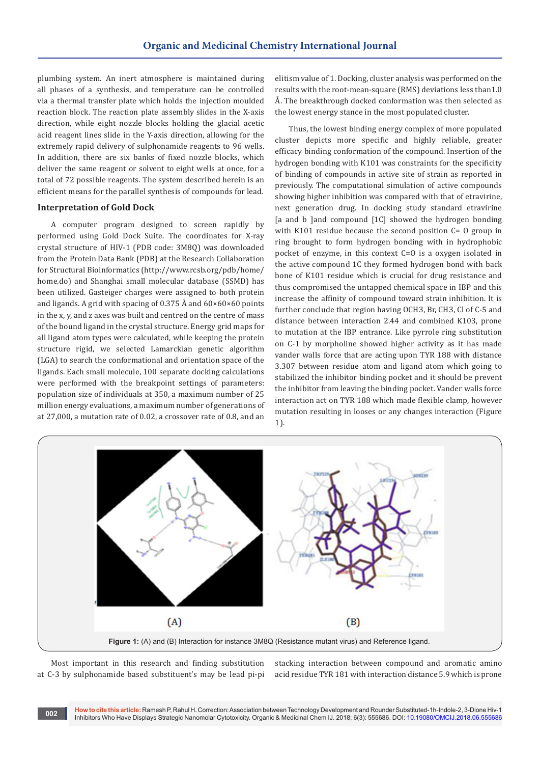plumbing system. An inert atmosphere is maintained during all phases of a synthesis, and temperature can be controlled via a thermal transfer plate which holds the injection moulded reaction block. The reaction plate assembly slides in the X-axis direction, while eight nozzle blocks holding the glacial acetic acid reagent lines slide in the Y-axis direction, allowing for the extremely rapid delivery of sulphonamide reagents to 96 wells. In addition, there are six banks of fixed nozzle blocks, which deliver the same reagent or solvent to eight wells at once, for a total of 72 possible reagents. The system described herein is an efficient means for the parallel synthesis of compounds for lead.

## Interpretation of Gold Dock

A computer program designed to screen rapidly by performed using Gold Dock Suite. The coordinates for X-ray crystal structure of HIV-1 (PDB code: 3M8Q) was downloaded from the Protein Data Bank (PDB) at the Research Collaboration for Structural Bioinformatics (http://www.rcsb.org/pdb/home/home.do) and Shanghai small molecular database (SSMD) has been utilized. Gasteiger charges were assigned to both protein and ligands. A grid with spacing of 0.375 Å and 60×60×60 points in the x, y, and z axes was built and centred on the centre of mass of the bound ligand in the crystal structure. Energy grid maps for all ligand atom types were calculated, while keeping the protein structure rigid, we selected Lamarckian genetic algorithm (LGA) to search the conformational and orientation space of the ligands. Each small molecule, 100 separate docking calculations were performed with the breakpoint settings of parameters: population size of individuals at 350, a maximum number of 25 million energy evaluations, a maximum number of generations of at 27,000, a mutation rate of 0.02, a crossover rate of 0.8, and an elitism value of 1. Docking, cluster analysis was performed on the results with the root-mean-square (RMS) deviations less than1.0 Å. The breakthrough docked conformation was then selected as the lowest energy stance in the most populated cluster.

Thus, the lowest binding energy complex of more populated cluster depicts more specific and highly reliable, greater efficacy binding conformation of the compound. Insertion of the hydrogen bonding with K101 was constraints for the specificity of binding of compounds in active site of strain as reported in previously. The computational simulation of active compounds showing higher inhibition was compared with that of etravirine, next generation drug. In docking study standard etravirine [a and b ]and compound [1C] showed the hydrogen bonding with K101 residue because the second position C= O group in ring brought to form hydrogen bonding with in hydrophobic pocket of enzyme, in this context C=O is a oxygen isolated in the active compound 1C they formed hydrogen bond with back bone of K101 residue which is crucial for drug resistance and thus compromised the untapped chemical space in IBP and this increase the affinity of compound toward strain inhibition. It is further conclude that region having $OCH_3$, Br, $CH_3$, Cl of C-5 and distance between interaction 2.44 and combined K103, prone to mutation at the IBP entrance. Like pyrrole ring substitution on C-1 by morpholine showed higher activity as it has made vander walls force that are acting upon TYR 188 with distance 3.307 between residue atom and ligand atom which going to stabilized the inhibitor binding pocket and it should be prevent the inhibitor from leaving the binding pocket. Vander walls force interaction act on TYR 188 which made flexible clamp, however mutation resulting in looses or any changes interaction (Figure 1).

**Figure 1:** (A) and (B) Interaction for instance 3M8Q (Resistance mutant virus) and Reference ligand.

Most important in this research and finding substitution at C-3 by sulphonamide based substituent's may be lead pi-pi stacking interaction between compound and aromatic amino acid residue TYR 181 with interaction distance 5.9 which is prone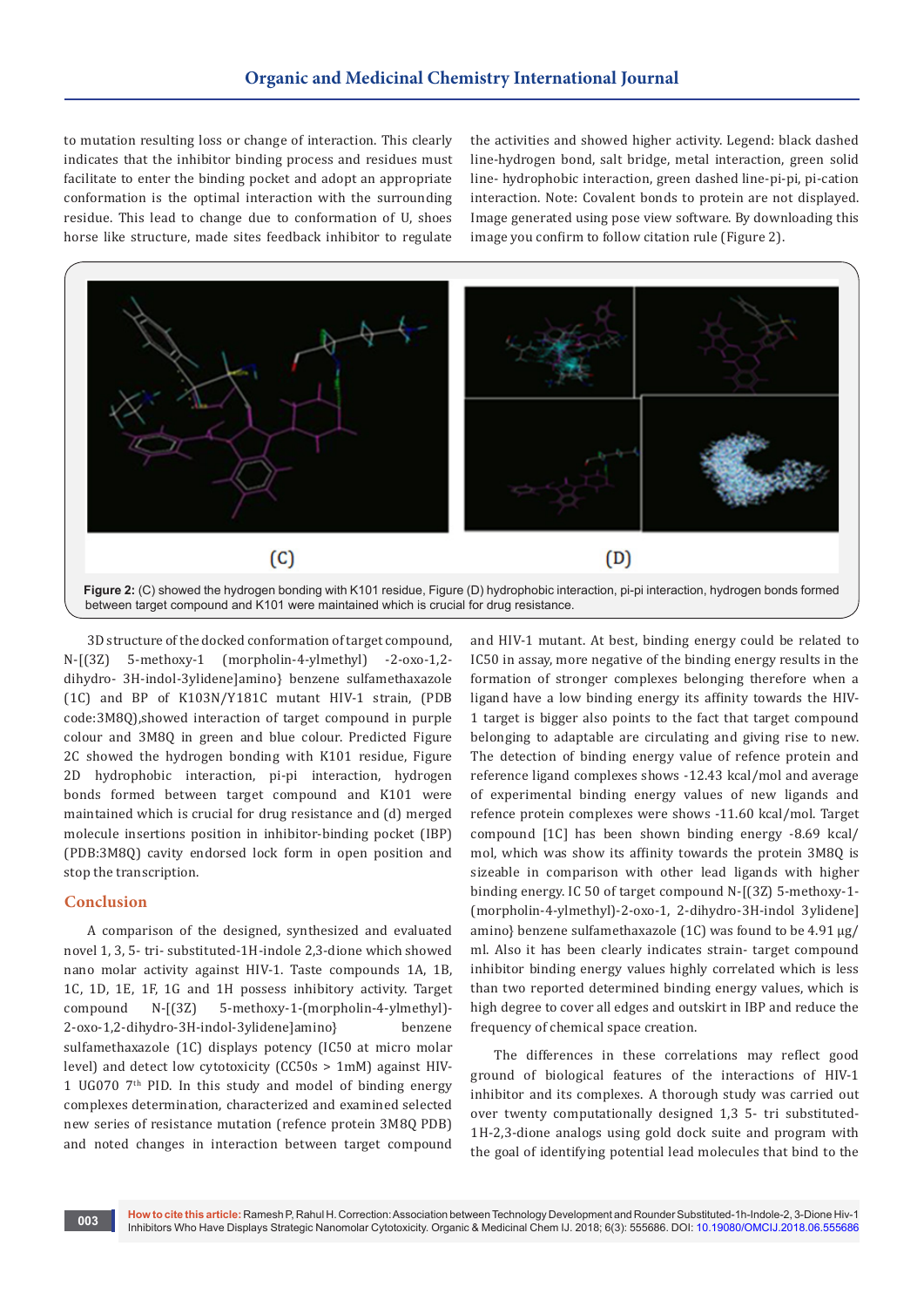to mutation resulting loss or change of interaction. This clearly indicates that the inhibitor binding process and residues must facilitate to enter the binding pocket and adopt an appropriate conformation is the optimal interaction with the surrounding residue. This lead to change due to conformation of U, shoes horse like structure, made sites feedback inhibitor to regulate the activities and showed higher activity. Legend: black dashed line-hydrogen bond, salt bridge, metal interaction, green solid line- hydrophobic interaction, green dashed line-pi-pi, pi-cation interaction. Note: Covalent bonds to protein are not displayed. Image generated using pose view software. By downloading this image you confirm to follow citation rule (Figure 2).

**Figure 2:** (C) showed the hydrogen bonding with K101 residue, Figure (D) hydrophobic interaction, pi-pi interaction, hydrogen bonds formed between target compound and K101 were maintained which is crucial for drug resistance.

3D structure of the docked conformation of target compound, N-[(3Z) 5-methoxy-1 (morpholin-4-ylmethyl) -2-oxo-1,2-dihydro- 3H-indol-3ylidene]amino} benzene sulfamethaxazole (1C) and BP of K103N/Y181C mutant HIV-1 strain, (PDB code:3M8Q),showed interaction of target compound in purple colour and 3M8Q in green and blue colour. Predicted Figure 2C showed the hydrogen bonding with K101 residue, Figure 2D hydrophobic interaction, pi-pi interaction, hydrogen bonds formed between target compound and K101 were maintained which is crucial for drug resistance and (d) merged molecule insertions position in inhibitor-binding pocket (IBP) (PDB:3M8Q) cavity endorsed lock form in open position and stop the transcription.

## Conclusion

A comparison of the designed, synthesized and evaluated novel 1, 3, 5- tri- substituted-1H-indole 2,3-dione which showed nano molar activity against HIV-1. Taste compounds 1A, 1B, 1C, 1D, 1E, 1F, 1G and 1H possess inhibitory activity. Target compound N-[(3Z) 5-methoxy-1-(morpholin-4-ylmethyl)-2-oxo-1,2-dihydro-3H-indol-3ylidene]amino} benzene sulfamethaxazole (1C) displays potency (IC50 at micro molar level) and detect low cytotoxicity (CC50s > 1mM) against HIV-1 UG070 7th PID. In this study and model of binding energy complexes determination, characterized and examined selected new series of resistance mutation (refence protein 3M8Q PDB) and noted changes in interaction between target compound and HIV-1 mutant. At best, binding energy could be related to IC50 in assay, more negative of the binding energy results in the formation of stronger complexes belonging therefore when a ligand have a low binding energy its affinity towards the HIV-1 target is bigger also points to the fact that target compound belonging to adaptable are circulating and giving rise to new. The detection of binding energy value of refence protein and reference ligand complexes shows -12.43 kcal/mol and average of experimental binding energy values of new ligands and refence protein complexes were shows -11.60 kcal/mol. Target compound [1C] has been shown binding energy -8.69 kcal/mol, which was show its affinity towards the protein 3M8Q is sizeable in comparison with other lead ligands with higher binding energy. IC 50 of target compound N-[(3Z) 5-methoxy-1-(morpholin-4-ylmethyl)-2-oxo-1, 2-dihydro-3H-indol 3ylidene] amino} benzene sulfamethaxazole (1C) was found to be 4.91 μg/ml. Also it has been clearly indicates strain- target compound inhibitor binding energy values highly correlated which is less than two reported determined binding energy values, which is high degree to cover all edges and outskirt in IBP and reduce the frequency of chemical space creation.

The differences in these correlations may reflect good ground of biological features of the interactions of HIV-1 inhibitor and its complexes. A thorough study was carried out over twenty computationally designed 1,3 5- tri substituted-1H-2,3-dione analogs using gold dock suite and program with the goal of identifying potential lead molecules that bind to the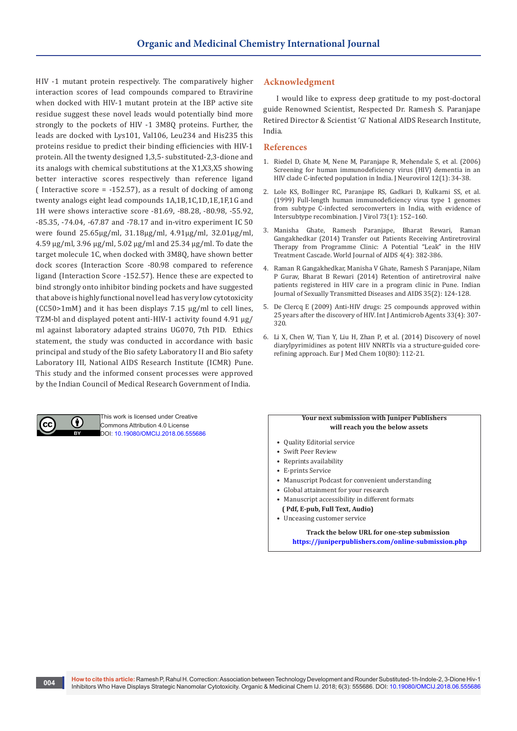HIV -1 mutant protein respectively. The comparatively higher interaction scores of lead compounds compared to Etravirine when docked with HIV-1 mutant protein at the IBP active site residue suggest these novel leads would potentially bind more strongly to the pockets of HIV -1 3M8Q proteins. Further, the leads are docked with Lys101, Val106, Leu234 and His235 this proteins residue to predict their binding efficiencies with HIV-1 protein. All the twenty designed 1,3,5- substituted-2,3-dione and its analogs with chemical substitutions at the X1,X3,X5 showing better interactive scores respectively than reference ligand ( Interactive score = -152.57), as a result of docking of among twenty analogs eight lead compounds 1A,1B,1C,1D,1E,1F,1G and 1H were shows interactive score -81.69, -88.28, -80.98, -55.92, -85.35, -74.04, -67.87 and -78.17 and in-vitro experiment IC 50 were found 25.65µg/ml, 31.18µg/ml, 4.91µg/ml, 32.01µg/ml, 4.59 µg/ml, 3.96 µg/ml, 5.02 µg/ml and 25.34 µg/ml. To date the target molecule 1C, when docked with 3M8Q, have shown better dock scores (Interaction Score -80.98 compared to reference ligand (Interaction Score -152.57). Hence these are expected to bind strongly onto inhibitor binding pockets and have suggested that above is highly functional novel lead has very low cytotoxicity (CC50>1mM) and it has been displays 7.15 µg/ml to cell lines, TZM-bl and displayed potent anti-HIV-1 activity found 4.91 µg/ml against laboratory adapted strains UG070, 7th PID. Ethics statement, the study was conducted in accordance with basic principal and study of the Bio safety Laboratory II and Bio safety Laboratory III, National AIDS Research Institute (ICMR) Pune. This study and the informed consent processes were approved by the Indian Council of Medical Research Government of India.

## Acknowledgment

I would like to express deep gratitude to my post-doctoral guide Renowned Scientist, Respected Dr. Ramesh S. Paranjape Retired Director & Scientist 'G' National AIDS Research Institute, India.

## References

1. Riedel D, Ghate M, Nene M, Paranjape R, Mehendale S, et al. (2006) Screening for human immunodeficiency virus (HIV) dementia in an HIV clade C-infected population in India. J Neurovirol 12(1): 34-38.
2. Lole KS, Bollinger RC, Paranjape RS, Gadkari D, Kulkarni SS, et al. (1999) Full-length human immunodeficiency virus type 1 genomes from subtype C-infected seroconverters in India, with evidence of Intersubtype recombination. J Virol 73(1): 152–160.
3. Manisha Ghate, Ramesh Paranjape, Bharat Rewari, Raman Gangakhedkar (2014) Transfer out Patients Receiving Antiretroviral Therapy from Programme Clinic: A Potential "Leak" in the HIV Treatment Cascade. World Journal of AIDS 4(4): 382-386.
4. Raman R Gangakhedkar, Manisha V Ghate, Ramesh S Paranjape, Nilam P Gurav, Bharat B Rewari (2014) Retention of antiretroviral naïve patients registered in HIV care in a program clinic in Pune. Indian Journal of Sexually Transmitted Diseases and AIDS 35(2): 124-128.
5. De Clercq E (2009) Anti-HIV drugs: 25 compounds approved within 25 years after the discovery of HIV. Int J Antimicrob Agents 33(4): 307-320.
6. Li X, Chen W, Tian Y, Liu H, Zhan P, et al. (2014) Discovery of novel diarylpyrimidines as potent HIV NNRTIs via a structure-guided core-refining approach. Eur J Med Chem 10(80): 112-21.

This work is licensed under Creative Commons Attribution 4.0 License
DOI: 10.19080/OMCIJ.2018.06.555686

**Your next submission with Juniper Publishers will reach you the below assets**

- Quality Editorial service
- Swift Peer Review
- Reprints availability
- E-prints Service
- Manuscript Podcast for convenient understanding
- Global attainment for your research
- Manuscript accessibility in different formats
  **( Pdf, E-pub, Full Text, Audio)**
- Unceasing customer service

**Track the below URL for one-step submission**
**https://juniperpublishers.com/online-submission.php**

**How to cite this article:** Ramesh P, Rahul H. Correction: Association between Technology Development and Rounder Substituted-1h-Indole-2, 3-Dione Hiv-1 Inhibitors Who Have Displays Strategic Nanomolar Cytotoxicity. Organic & Medicinal Chem IJ. 2018; 6(3): 555686. DOI: 10.19080/OMCIJ.2018.06.555686